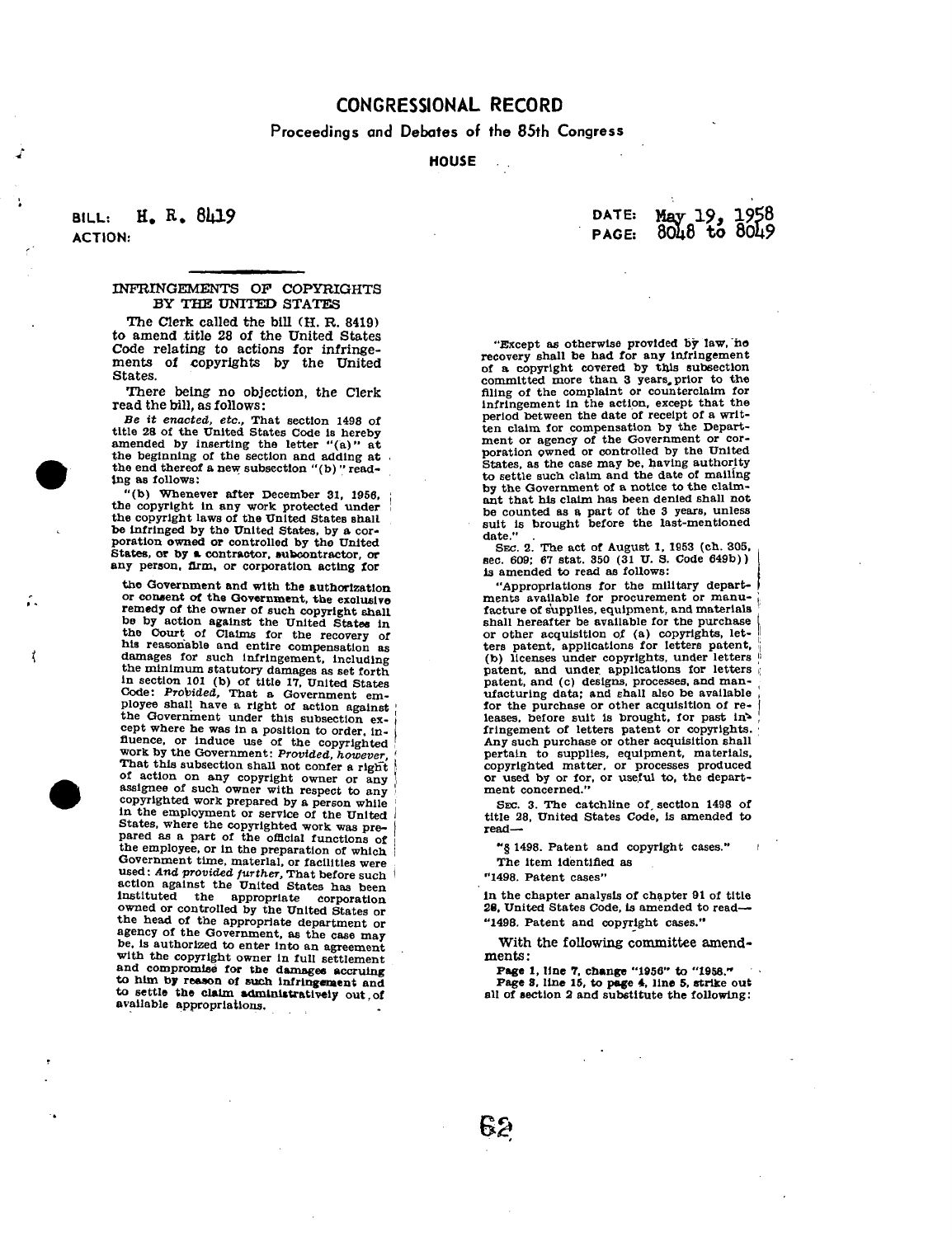# CONGRESSIONAL RECORD

Proceedings and Debates of the 85th Congress

**HOUSE**

BILL: H. R. 8419
ACTION:

DATE: May 19, 1958
PAGE: 8048 to 8049

## INFRINGEMENTS OF COPYRIGHTS BY THE UNITED STATES

The Clerk called the bill (H. R. 8419) to amend title 28 of the United States Code relating to actions for infringements of copyrights by the United States.

There being no objection, the Clerk read the bill, as follows:

*Be it enacted, etc.,* That section 1498 of title 28 of the United States Code is hereby amended by inserting the letter "(a)" at the beginning of the section and adding at the end thereof a new subsection "(b)" reading as follows:

"(b) Whenever after December 31, 1956, the copyright in any work protected under the copyright laws of the United States shall be infringed by the United States, by a corporation owned or controlled by the United States, or by a contractor, subcontractor, or any person, firm, or corporation acting for the Government and with the authorization or consent of the Government, the exclusive remedy of the owner of such copyright shall be by action against the United States in the Court of Claims for the recovery of his reasonable and entire compensation as damages for such infringement, including the minimum statutory damages as set forth in section 101 (b) of title 17, United States Code: *Provided,* That a Government employee shall have a right of action against the Government under this subsection except where he was in a position to order, influence, or induce use of the copyrighted work by the Government: *Provided, however,* That this subsection shall not confer a right of action on any copyright owner or any assignee of such owner with respect to any copyrighted work prepared by a person while in the employment or service of the United States, where the copyrighted work was prepared as a part of the official functions of the employee, or in the preparation of which Government time, material, or facilities were used: *And provided further,* That before such action against the United States has been instituted the appropriate corporation owned or controlled by the United States or the head of the appropriate department or agency of the Government, as the case may be, is authorized to enter into an agreement with the copyright owner in full settlement and compromise for the damages accruing to him by reason of such infringement and to settle the claim administratively out of available appropriations.

"Except as otherwise provided by law, no recovery shall be had for any infringement of a copyright covered by this subsection committed more than 3 years prior to the filing of the complaint or counterclaim for infringement in the action, except that the period between the date of receipt of a written claim for compensation by the Department or agency of the Government or corporation owned or controlled by the United States, as the case may be, having authority to settle such claim and the date of mailing by the Government of a notice to the claimant that his claim has been denied shall not be counted as a part of the 3 years, unless suit is brought before the last-mentioned date."

SEC. 2. The act of August 1, 1953 (ch. 305, sec. 609; 67 Stat. 350 (31 U. S. Code 649b)) is amended to read as follows:

"Appropriations for the military departments available for procurement or manufacture of supplies, equipment, and materials shall hereafter be available for the purchase or other acquisition of (a) copyrights, letters patent, applications for letters patent, (b) licenses under copyrights, under letters patent, and under applications for letters patent, and (c) designs, processes, and manufacturing data; and shall also be available for the purchase or other acquisition of releases, before suit is brought, for past infringement of letters patent or copyrights. Any such purchase or other acquisition shall pertain to supplies, equipment, materials, copyrighted matter, or processes produced or used by or for, or useful to, the department concerned."

SEC. 3. The catchline of section 1498 of title 28, United States Code, is amended to read—

"§ 1498. Patent and copyright cases."

The item identified as

"1498. Patent cases"

in the chapter analysis of chapter 91 of title 28, United States Code, is amended to read—

"1498. Patent and copyright cases."

With the following committee amendments:

**Page 1, line 7, change "1956" to "1958."**

**Page 3, line 15, to page 4, line 5, strike out all of section 2 and substitute the following:**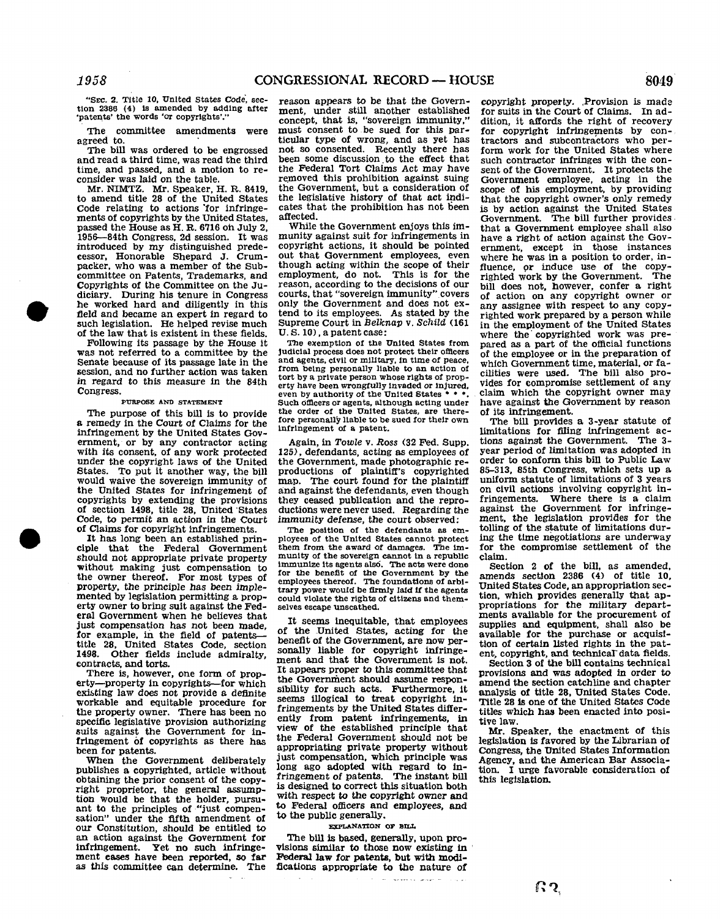"SEC. 2. Title 10, United States Code, section 2386 (4) is amended by adding after 'patents' the words 'or copyrights'."

The committee amendments were agreed to.

The bill was ordered to be engrossed and read a third time, was read the third time, and passed, and a motion to reconsider was laid on the table.

Mr. NIMTZ. Mr. Speaker, H. R. 8419, to amend title 28 of the United States Code relating to actions for infringements of copyrights by the United States, passed the House as H. R. 6716 on July 2, 1956—84th Congress, 2d session. It was introduced by my distinguished predecessor, Honorable Shepard J. Crumpacker, who was a member of the Subcommittee on Patents, Trademarks, and Copyrights of the Committee on the Judiciary. During his tenure in Congress he worked hard and diligently in this field and became an expert in regard to such legislation. He helped revise much of the law that is existent in these fields.

Following its passage by the House it was not referred to a committee by the Senate because of its passage late in the session, and no further action was taken in regard to this measure in the 84th Congress.

PURPOSE AND STATEMENT

The purpose of this bill is to provide a remedy in the Court of Claims for the infringement by the United States Government, or by any contractor acting with its consent, of any work protected under the copyright laws of the United States. To put it another way, the bill would waive the sovereign immunity of the United States for infringement of copyrights by extending the provisions of section 1498, title 28, United States Code, to permit an action in the Court of Claims for copyright infringements.

It has long been an established principle that the Federal Government should not appropriate private property without making just compensation to the owner thereof. For most types of property, the principle has been implemented by legislation permitting a property owner to bring suit against the Federal Government when he believes that just compensation has not been made, for example, in the field of patents—title 28, United States Code, section 1498. Other fields include admiralty, contracts, and torts.

There is, however, one form of property—property in copyrights—for which existing law does not provide a definite workable and equitable procedure for the property owner. There has been no specific legislative provision authorizing suits against the Government for infringement of copyrights as there has been for patents.

When the Government deliberately publishes a copyrighted, article without obtaining the prior consent of the copyright proprietor, the general assumption would be that the holder, pursuant to the principles of "just compensation" under the fifth amendment of our Constitution, should be entitled to an action against the Government for infringement. Yet no such infringement cases have been reported, so far as this committee can determine. The reason appears to be that the Government, under still another established concept, that is, "sovereign immunity," must consent to be sued for this particular type of wrong, and as yet has not so consented. Recently there has been some discussion to the effect that the Federal Tort Claims Act may have removed this prohibition against suing the Government, but a consideration of the legislative history of that act indicates that the prohibition has not been affected.

While the Government enjoys this immunity against suit for infringements in copyright actions, it should be pointed out that Government employees, even though acting within the scope of their employment, do not. This is for the reason, according to the decisions of our courts, that "sovereign immunity" covers only the Government and does not extend to its employees. As stated by the Supreme Court in *Belknap* v. *Schild* (161 U. S. 10), a patent case:

> The exemption of the United States from judicial process does not protect their officers and agents, civil or military, in time of peace, from being personally liable to an action of tort by a private person whose rights of property have been wrongfully invaded or injured, even by authority of the United States * * *. Such officers or agents, although acting under the order of the United States, are therefore personally liable to be sued for their own infringement of a patent.

Again, in *Towle* v. *Ross* (32 Fed. Supp. 125), defendants, acting as employees of the Government, made photographic reproductions of plaintiff's copyrighted map. The court found for the plaintiff and against the defendants, even though they ceased publication and the reproductions were never used. Regarding the *immunity defense*, the court observed:

> The position of the defendants as employees of the United States cannot protect them from the award of damages. The immunity of the sovereign cannot in a republic immunize its agents also. The acts were done for the benefit of the Government by the employees thereof. The foundations of arbitrary power would be firmly laid if the agents could violate the rights of citizens and themselves escape unscathed.

It seems inequitable, that employees of the United States, acting for the benefit of the Government, are now personally liable for copyright infringement and that the Government is not. It appears proper to this committee that the Government should assume responsibility for such acts. Furthermore, it seems illogical to treat copyright infringements by the United States differently from patent infringements, in view of the established principle that the Federal Government should not be appropriating private property without just compensation, which principle was long ago adopted with regard to infringement of patents. The instant bill is designed to correct this situation both with respect to the copyright owner and to Federal officers and employees, and to the public generally.

EXPLANATION OF BILL

The bill is based, generally, upon provisions similar to those now existing in Federal law for patents, but with modifications appropriate to the nature of copyright property. Provision is made for suits in the Court of Claims. In addition, it affords the right of recovery for copyright infringements by contractors and subcontractors who perform work for the United States where such contractor infringes with the consent of the Government. It protects the Government employee, acting in the scope of his employment, by providing that the copyright owner's only remedy is by action against the United States Government. The bill further provides that a Government employee shall also have a right of action against the Government, except in those instances where he was in a position to order, influence, or induce use of the copyrighted work by the Government. The bill does not, however, confer a right of action on any copyright owner or any assignee with respect to any copyrighted work prepared by a person while in the employment of the United States where the copyrighted work was prepared as a part of the official functions of the employee or in the preparation of which Government time, material, or facilities were used. The bill also provides for compromise settlement of any claim which the copyright owner may have against the Government by reason of its infringement.

The bill provides a 3-year statute of limitations for filing infringement actions against the Government. The 3-year period of limitation was adopted in order to conform this bill to Public Law 85-313, 85th Congress, which sets up a uniform statute of limitations of 3 years on civil actions involving copyright infringements. Where there is a claim against the Government for infringement, the legislation provides for the tolling of the statute of limitations during the time negotiations are underway for the compromise settlement of the claim.

Section 2 of the bill, as amended, amends section 2386 (4) of title 10, United States Code, an appropriation section, which provides generally that appropriations for the military departments available for the procurement of supplies and equipment, shall also be available for the purchase or acquisition of certain listed rights in the patent, copyright, and technical data fields.

Section 3 of the bill contains technical provisions and was adopted in order to amend the section catchline and chapter analysis of title 28, United States Code. Title 28 is one of the United States Code titles which has been enacted into positive law.

Mr. Speaker, the enactment of this legislation is favored by the Librarian of Congress, the United States Information Agency, and the American Bar Association. I urge favorable consideration of this legislation.